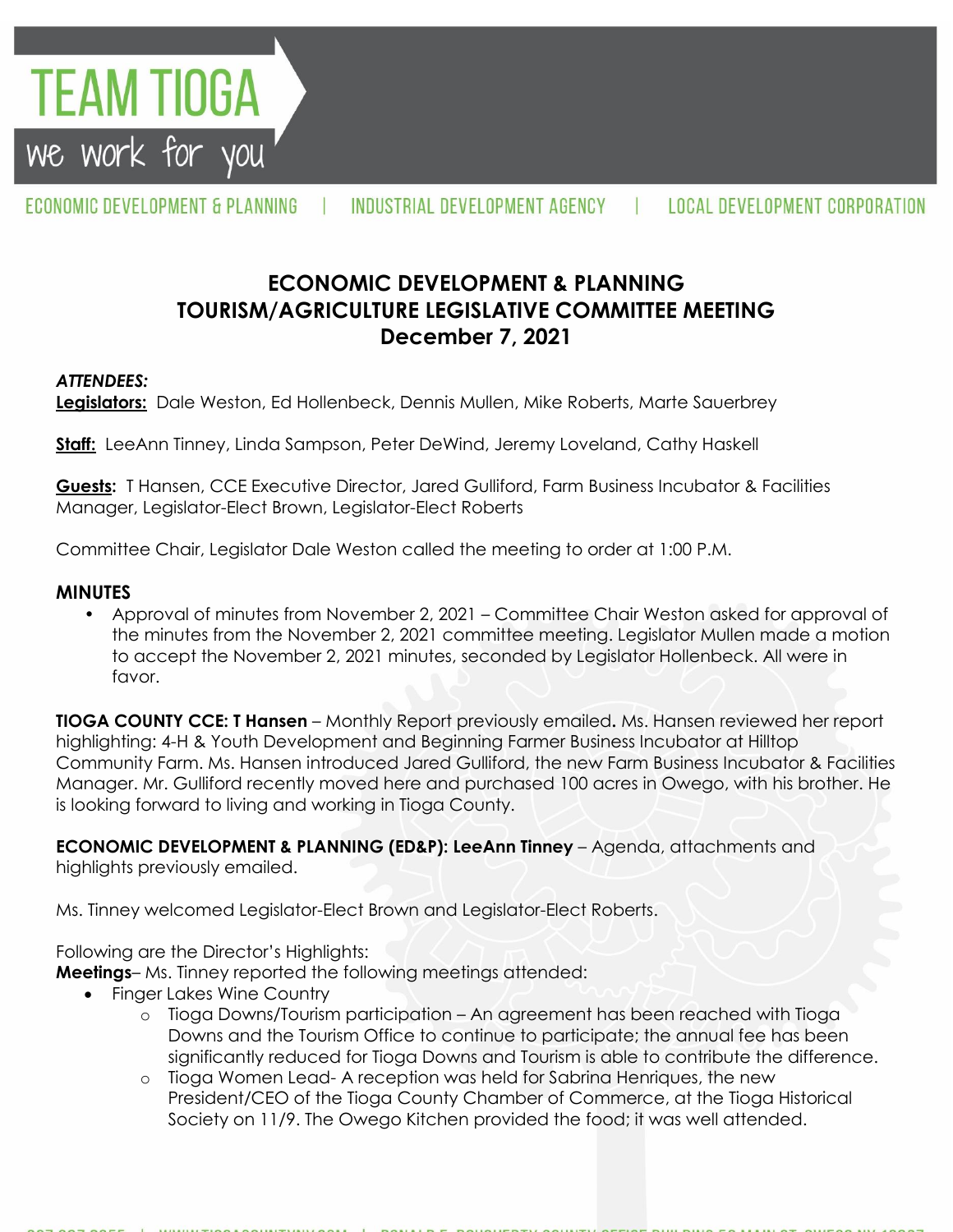TEAM TIOGA

we work for you

ECONOMIC DEVELOPMENT & PLANNING | INDUSTRIAL DEVELOPMENT AGENCY | LOCAL DEVELOPMENT CORPORATION

# ECONOMIC DEVELOPMENT & PLANNING
# TOURISM/AGRICULTURE LEGISLATIVE COMMITTEE MEETING
# December 7, 2021

***ATTENDEES:***

**Legislators:** Dale Weston, Ed Hollenbeck, Dennis Mullen, Mike Roberts, Marte Sauerbrey

**Staff:** LeeAnn Tinney, Linda Sampson, Peter DeWind, Jeremy Loveland, Cathy Haskell

**Guests:** T Hansen, CCE Executive Director, Jared Gulliford, Farm Business Incubator & Facilities Manager, Legislator-Elect Brown, Legislator-Elect Roberts

Committee Chair, Legislator Dale Weston called the meeting to order at 1:00 P.M.

**MINUTES**

- Approval of minutes from November 2, 2021 – Committee Chair Weston asked for approval of the minutes from the November 2, 2021 committee meeting. Legislator Mullen made a motion to accept the November 2, 2021 minutes, seconded by Legislator Hollenbeck. All were in favor.

**TIOGA COUNTY CCE: T Hansen** – Monthly Report previously emailed**.** Ms. Hansen reviewed her report highlighting: 4-H & Youth Development and Beginning Farmer Business Incubator at Hilltop Community Farm. Ms. Hansen introduced Jared Gulliford, the new Farm Business Incubator & Facilities Manager. Mr. Gulliford recently moved here and purchased 100 acres in Owego, with his brother. He is looking forward to living and working in Tioga County.

**ECONOMIC DEVELOPMENT & PLANNING (ED&P): LeeAnn Tinney** – Agenda, attachments and highlights previously emailed.

Ms. Tinney welcomed Legislator-Elect Brown and Legislator-Elect Roberts.

Following are the Director's Highlights:

**Meetings**– Ms. Tinney reported the following meetings attended:

- Finger Lakes Wine Country
  - Tioga Downs/Tourism participation – An agreement has been reached with Tioga Downs and the Tourism Office to continue to participate; the annual fee has been significantly reduced for Tioga Downs and Tourism is able to contribute the difference.
  - Tioga Women Lead- A reception was held for Sabrina Henriques, the new President/CEO of the Tioga County Chamber of Commerce, at the Tioga Historical Society on 11/9. The Owego Kitchen provided the food; it was well attended.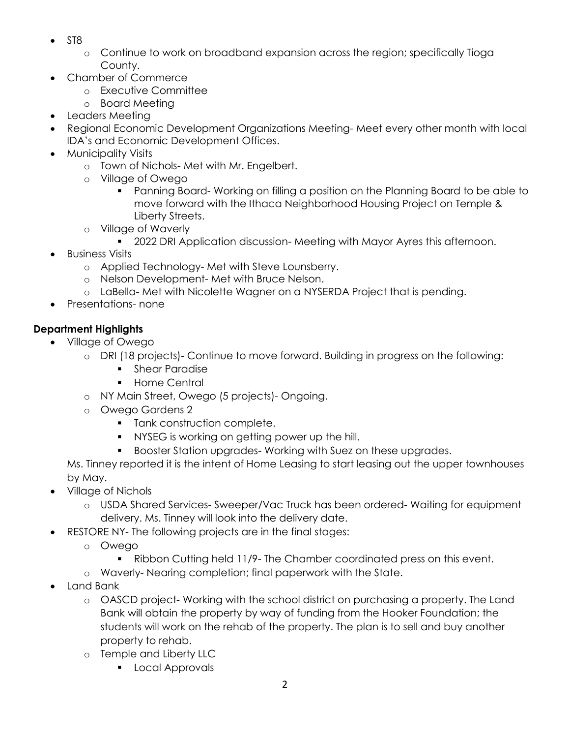- ST8
  - Continue to work on broadband expansion across the region; specifically Tioga County.
- Chamber of Commerce
  - Executive Committee
  - Board Meeting
- Leaders Meeting
- Regional Economic Development Organizations Meeting- Meet every other month with local IDA's and Economic Development Offices.
- Municipality Visits
  - Town of Nichols- Met with Mr. Engelbert.
  - Village of Owego
    - Panning Board- Working on filling a position on the Planning Board to be able to move forward with the Ithaca Neighborhood Housing Project on Temple & Liberty Streets.
  - Village of Waverly
    - 2022 DRI Application discussion- Meeting with Mayor Ayres this afternoon.
- Business Visits
  - Applied Technology- Met with Steve Lounsberry.
  - Nelson Development- Met with Bruce Nelson.
  - LaBella- Met with Nicolette Wagner on a NYSERDA Project that is pending.
- Presentations- none

**Department Highlights**

- Village of Owego
  - DRI (18 projects)- Continue to move forward. Building in progress on the following:
    - Shear Paradise
    - Home Central
  - NY Main Street, Owego (5 projects)- Ongoing.
  - Owego Gardens 2
    - Tank construction complete.
    - NYSEG is working on getting power up the hill.
    - Booster Station upgrades- Working with Suez on these upgrades.

  Ms. Tinney reported it is the intent of Home Leasing to start leasing out the upper townhouses by May.
- Village of Nichols
  - USDA Shared Services- Sweeper/Vac Truck has been ordered- Waiting for equipment delivery. Ms. Tinney will look into the delivery date.
- RESTORE NY- The following projects are in the final stages:
  - Owego
    - Ribbon Cutting held 11/9- The Chamber coordinated press on this event.
  - Waverly- Nearing completion; final paperwork with the State.
- Land Bank
  - OASCD project- Working with the school district on purchasing a property. The Land Bank will obtain the property by way of funding from the Hooker Foundation; the students will work on the rehab of the property. The plan is to sell and buy another property to rehab.
  - Temple and Liberty LLC
    - Local Approvals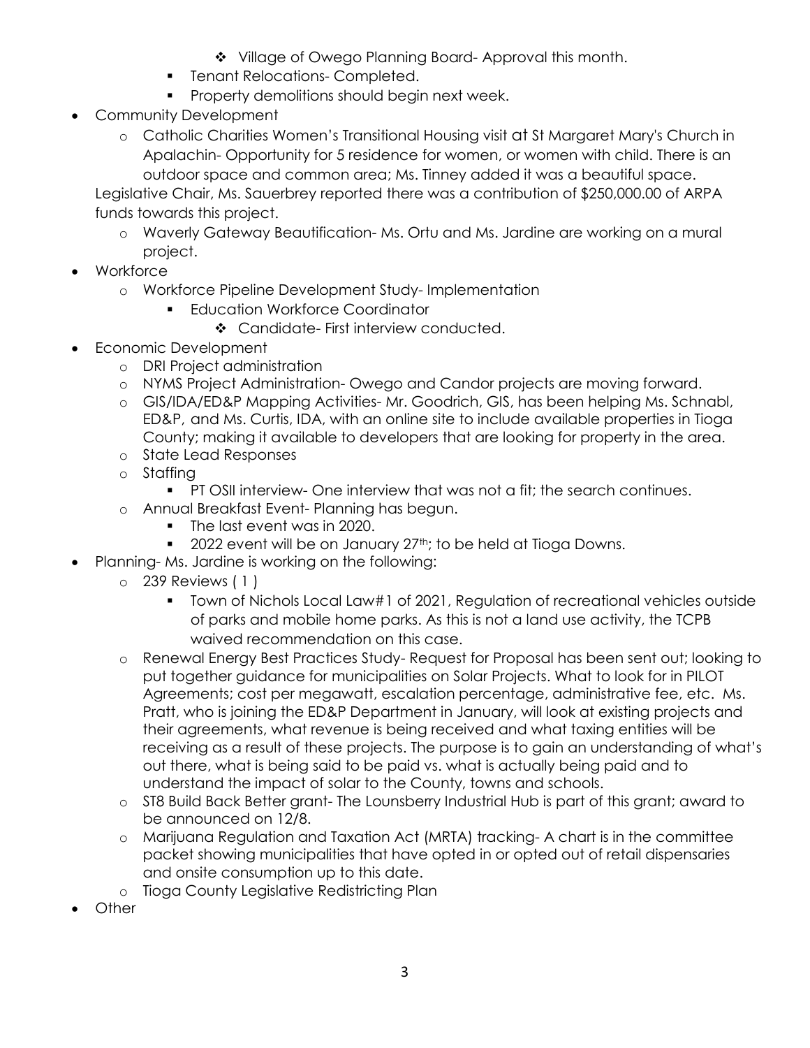- Village of Owego Planning Board- Approval this month.
        - Tenant Relocations- Completed.
        - Property demolitions should begin next week.
- Community Development
    - Catholic Charities Women's Transitional Housing visit at St Margaret Mary's Church in Apalachin- Opportunity for 5 residence for women, or women with child. There is an outdoor space and common area; Ms. Tinney added it was a beautiful space.

Legislative Chair, Ms. Sauerbrey reported there was a contribution of $250,000.00 of ARPA funds towards this project.

    - Waverly Gateway Beautification- Ms. Ortu and Ms. Jardine are working on a mural project.
- Workforce
    - Workforce Pipeline Development Study- Implementation
        - Education Workforce Coordinator
            - Candidate- First interview conducted.
- Economic Development
    - DRI Project administration
    - NYMS Project Administration- Owego and Candor projects are moving forward.
    - GIS/IDA/ED&P Mapping Activities- Mr. Goodrich, GIS, has been helping Ms. Schnabl, ED&P, and Ms. Curtis, IDA, with an online site to include available properties in Tioga County; making it available to developers that are looking for property in the area.
    - State Lead Responses
    - Staffing
        - PT OSII interview- One interview that was not a fit; the search continues.
    - Annual Breakfast Event- Planning has begun.
        - The last event was in 2020.
        - 2022 event will be on January 27th; to be held at Tioga Downs.
- Planning- Ms. Jardine is working on the following:
    - 239 Reviews ( 1 )
        - Town of Nichols Local Law#1 of 2021, Regulation of recreational vehicles outside of parks and mobile home parks. As this is not a land use activity, the TCPB waived recommendation on this case.
    - Renewal Energy Best Practices Study- Request for Proposal has been sent out; looking to put together guidance for municipalities on Solar Projects. What to look for in PILOT Agreements; cost per megawatt, escalation percentage, administrative fee, etc. Ms. Pratt, who is joining the ED&P Department in January, will look at existing projects and their agreements, what revenue is being received and what taxing entities will be receiving as a result of these projects. The purpose is to gain an understanding of what's out there, what is being said to be paid vs. what is actually being paid and to understand the impact of solar to the County, towns and schools.
    - ST8 Build Back Better grant- The Lounsberry Industrial Hub is part of this grant; award to be announced on 12/8.
    - Marijuana Regulation and Taxation Act (MRTA) tracking- A chart is in the committee packet showing municipalities that have opted in or opted out of retail dispensaries and onsite consumption up to this date.
    - Tioga County Legislative Redistricting Plan
- Other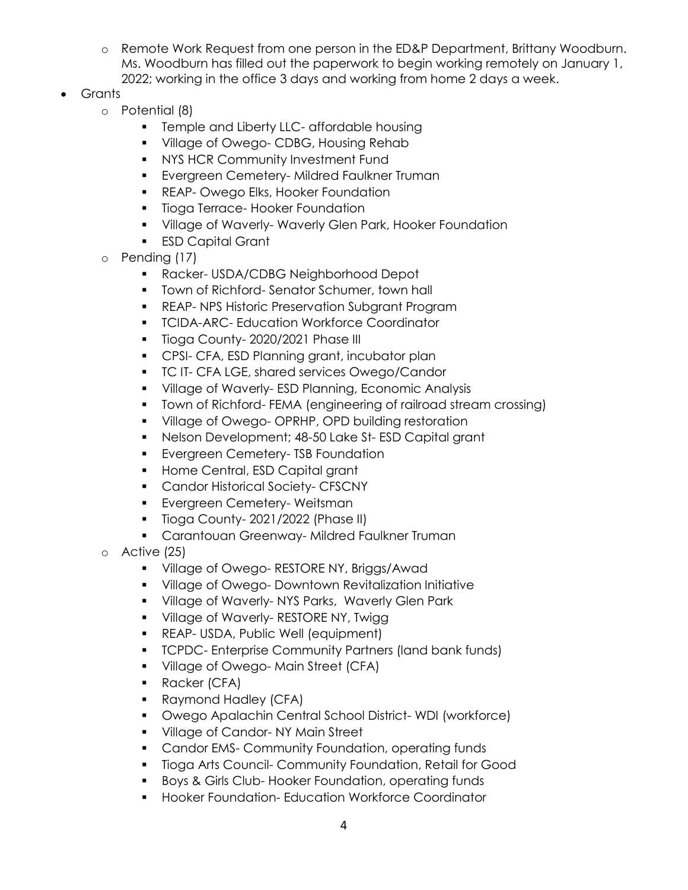- Remote Work Request from one person in the ED&P Department, Brittany Woodburn. Ms. Woodburn has filled out the paperwork to begin working remotely on January 1, 2022; working in the office 3 days and working from home 2 days a week.
- Grants
  - Potential (8)
    - Temple and Liberty LLC- affordable housing
    - Village of Owego- CDBG, Housing Rehab
    - NYS HCR Community Investment Fund
    - Evergreen Cemetery- Mildred Faulkner Truman
    - REAP- Owego Elks, Hooker Foundation
    - Tioga Terrace- Hooker Foundation
    - Village of Waverly- Waverly Glen Park, Hooker Foundation
    - ESD Capital Grant
  - Pending (17)
    - Racker- USDA/CDBG Neighborhood Depot
    - Town of Richford- Senator Schumer, town hall
    - REAP- NPS Historic Preservation Subgrant Program
    - TCIDA-ARC- Education Workforce Coordinator
    - Tioga County- 2020/2021 Phase III
    - CPSI- CFA, ESD Planning grant, incubator plan
    - TC IT- CFA LGE, shared services Owego/Candor
    - Village of Waverly- ESD Planning, Economic Analysis
    - Town of Richford- FEMA (engineering of railroad stream crossing)
    - Village of Owego- OPRHP, OPD building restoration
    - Nelson Development; 48-50 Lake St- ESD Capital grant
    - Evergreen Cemetery- TSB Foundation
    - Home Central, ESD Capital grant
    - Candor Historical Society- CFSCNY
    - Evergreen Cemetery- Weitsman
    - Tioga County- 2021/2022 (Phase II)
    - Carantouan Greenway- Mildred Faulkner Truman
  - Active (25)
    - Village of Owego- RESTORE NY, Briggs/Awad
    - Village of Owego- Downtown Revitalization Initiative
    - Village of Waverly- NYS Parks, Waverly Glen Park
    - Village of Waverly- RESTORE NY, Twigg
    - REAP- USDA, Public Well (equipment)
    - TCPDC- Enterprise Community Partners (land bank funds)
    - Village of Owego- Main Street (CFA)
    - Racker (CFA)
    - Raymond Hadley (CFA)
    - Owego Apalachin Central School District- WDI (workforce)
    - Village of Candor- NY Main Street
    - Candor EMS- Community Foundation, operating funds
    - Tioga Arts Council- Community Foundation, Retail for Good
    - Boys & Girls Club- Hooker Foundation, operating funds
    - Hooker Foundation- Education Workforce Coordinator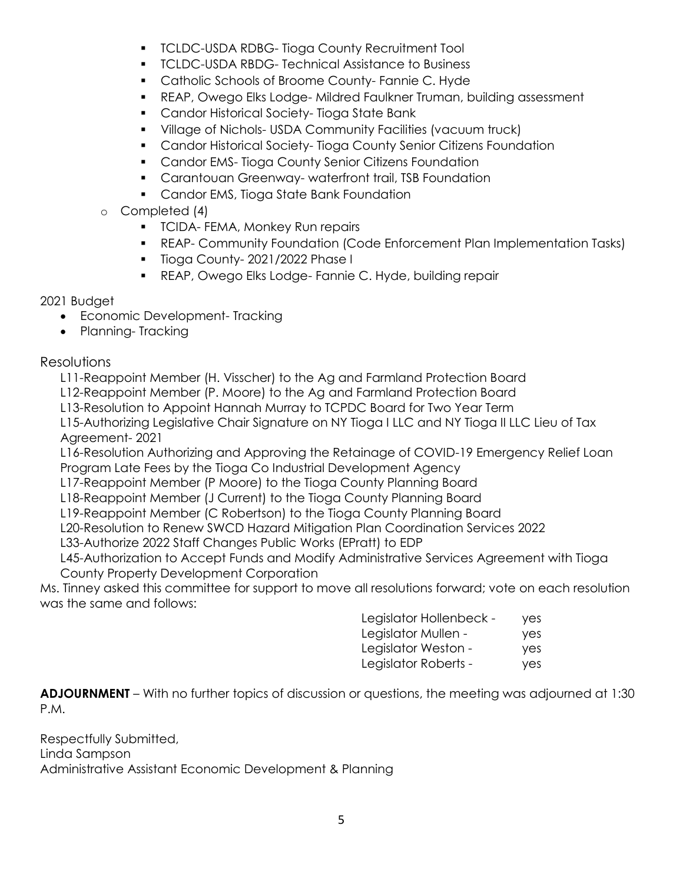- TCLDC-USDA RDBG- Tioga County Recruitment Tool
        - TCLDC-USDA RBDG- Technical Assistance to Business
        - Catholic Schools of Broome County- Fannie C. Hyde
        - REAP, Owego Elks Lodge- Mildred Faulkner Truman, building assessment
        - Candor Historical Society- Tioga State Bank
        - Village of Nichols- USDA Community Facilities (vacuum truck)
        - Candor Historical Society- Tioga County Senior Citizens Foundation
        - Candor EMS- Tioga County Senior Citizens Foundation
        - Carantouan Greenway- waterfront trail, TSB Foundation
        - Candor EMS, Tioga State Bank Foundation
    - Completed (4)
        - TCIDA- FEMA, Monkey Run repairs
        - REAP- Community Foundation (Code Enforcement Plan Implementation Tasks)
        - Tioga County- 2021/2022 Phase I
        - REAP, Owego Elks Lodge- Fannie C. Hyde, building repair

2021 Budget

- Economic Development- Tracking
- Planning- Tracking

Resolutions

L11-Reappoint Member (H. Visscher) to the Ag and Farmland Protection Board
L12-Reappoint Member (P. Moore) to the Ag and Farmland Protection Board
L13-Resolution to Appoint Hannah Murray to TCPDC Board for Two Year Term
L15-Authorizing Legislative Chair Signature on NY Tioga I LLC and NY Tioga II LLC Lieu of Tax Agreement- 2021
L16-Resolution Authorizing and Approving the Retainage of COVID-19 Emergency Relief Loan Program Late Fees by the Tioga Co Industrial Development Agency
L17-Reappoint Member (P Moore) to the Tioga County Planning Board
L18-Reappoint Member (J Current) to the Tioga County Planning Board
L19-Reappoint Member (C Robertson) to the Tioga County Planning Board
L20-Resolution to Renew SWCD Hazard Mitigation Plan Coordination Services 2022
L33-Authorize 2022 Staff Changes Public Works (EPratt) to EDP
L45-Authorization to Accept Funds and Modify Administrative Services Agreement with Tioga County Property Development Corporation

Ms. Tinney asked this committee for support to move all resolutions forward; vote on each resolution was the same and follows:

| | |
|---|---|
| Legislator Hollenbeck - | yes |
| Legislator Mullen - | yes |
| Legislator Weston - | yes |
| Legislator Roberts - | yes |

**ADJOURNMENT** – With no further topics of discussion or questions, the meeting was adjourned at 1:30 P.M.

Respectfully Submitted,
Linda Sampson
Administrative Assistant Economic Development & Planning